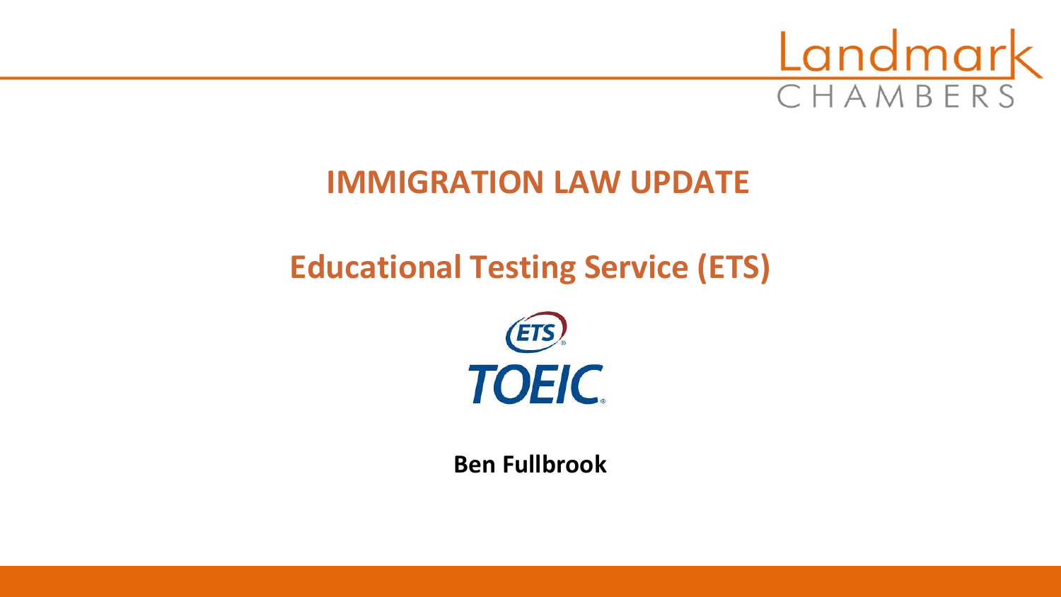Landmark CHAMBERS

# IMMIGRATION LAW UPDATE

## Educational Testing Service (ETS)

ETS TOEIC

**Ben Fullbrook**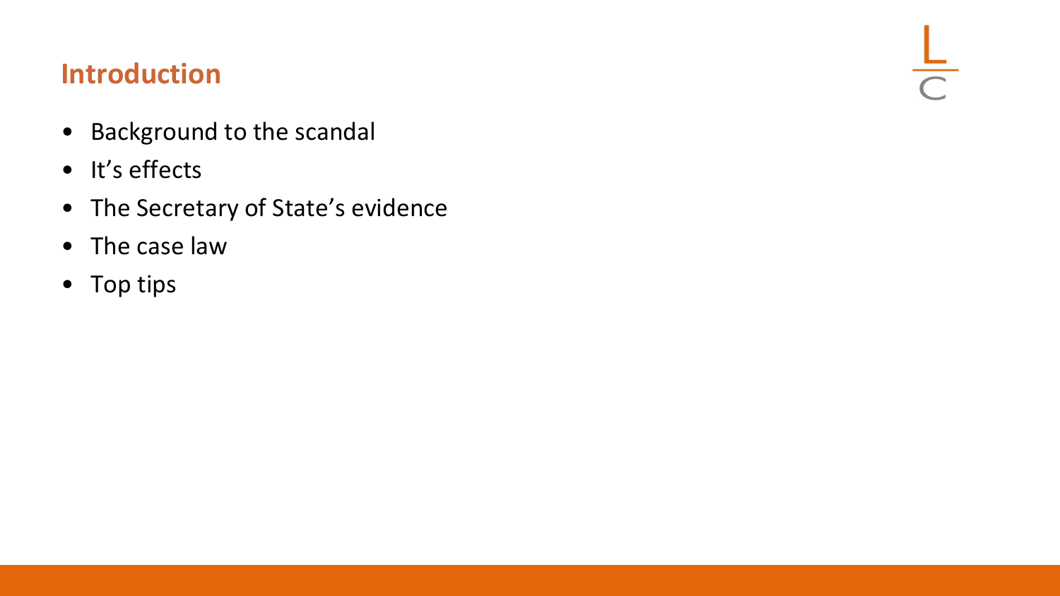## Introduction

- Background to the scandal
- It’s effects
- The Secretary of State’s evidence
- The case law
- Top tips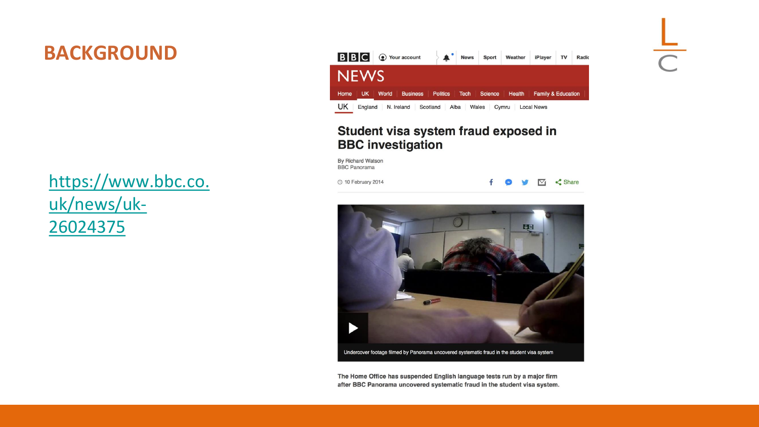# BACKGROUND

https://www.bbc.co.uk/news/uk-26024375

BBC NEWS

Home | UK | World | Business | Politics | Tech | Science | Health | Family & Education

UK | England | N. Ireland | Scotland | Alba | Wales | Cymru | Local News

## Student visa system fraud exposed in BBC investigation

By Richard Watson
BBC Panorama

10 February 2014

Undercover footage filmed by Panorama uncovered systematic fraud in the student visa system

**The Home Office has suspended English language tests run by a major firm after BBC Panorama uncovered systematic fraud in the student visa system.**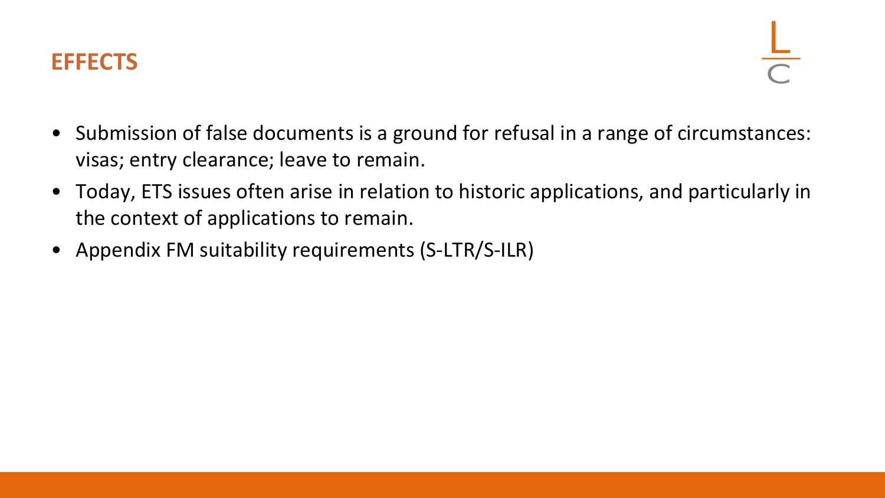## EFFECTS

- Submission of false documents is a ground for refusal in a range of circumstances: visas; entry clearance; leave to remain.
- Today, ETS issues often arise in relation to historic applications, and particularly in the context of applications to remain.
- Appendix FM suitability requirements (S-LTR/S-ILR)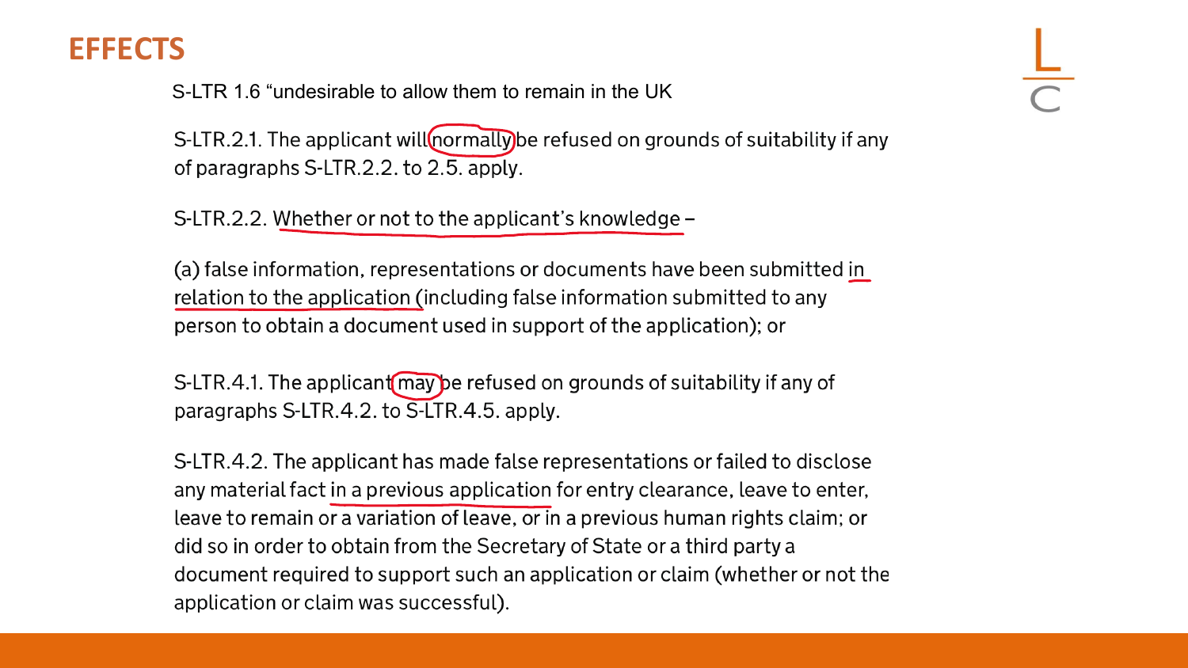# EFFECTS

S-LTR 1.6 “undesirable to allow them to remain in the UK

S-LTR.2.1. The applicant will normally be refused on grounds of suitability if any of paragraphs S-LTR.2.2. to 2.5. apply.

S-LTR.2.2. Whether or not to the applicant’s knowledge –

(a) false information, representations or documents have been submitted in relation to the application (including false information submitted to any person to obtain a document used in support of the application); or

S-LTR.4.1. The applicant may be refused on grounds of suitability if any of paragraphs S-LTR.4.2. to S-LTR.4.5. apply.

S-LTR.4.2. The applicant has made false representations or failed to disclose any material fact in a previous application for entry clearance, leave to enter, leave to remain or a variation of leave, or in a previous human rights claim; or did so in order to obtain from the Secretary of State or a third party a document required to support such an application or claim (whether or not the application or claim was successful).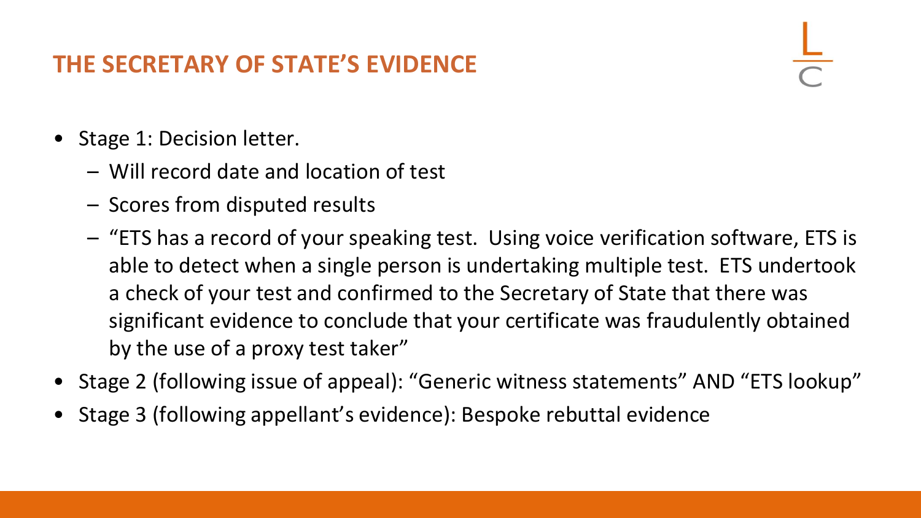## THE SECRETARY OF STATE'S EVIDENCE

- Stage 1: Decision letter.
  - Will record date and location of test
  - Scores from disputed results
  - "ETS has a record of your speaking test. Using voice verification software, ETS is able to detect when a single person is undertaking multiple test. ETS undertook a check of your test and confirmed to the Secretary of State that there was significant evidence to conclude that your certificate was fraudulently obtained by the use of a proxy test taker"
- Stage 2 (following issue of appeal): "Generic witness statements" AND "ETS lookup"
- Stage 3 (following appellant's evidence): Bespoke rebuttal evidence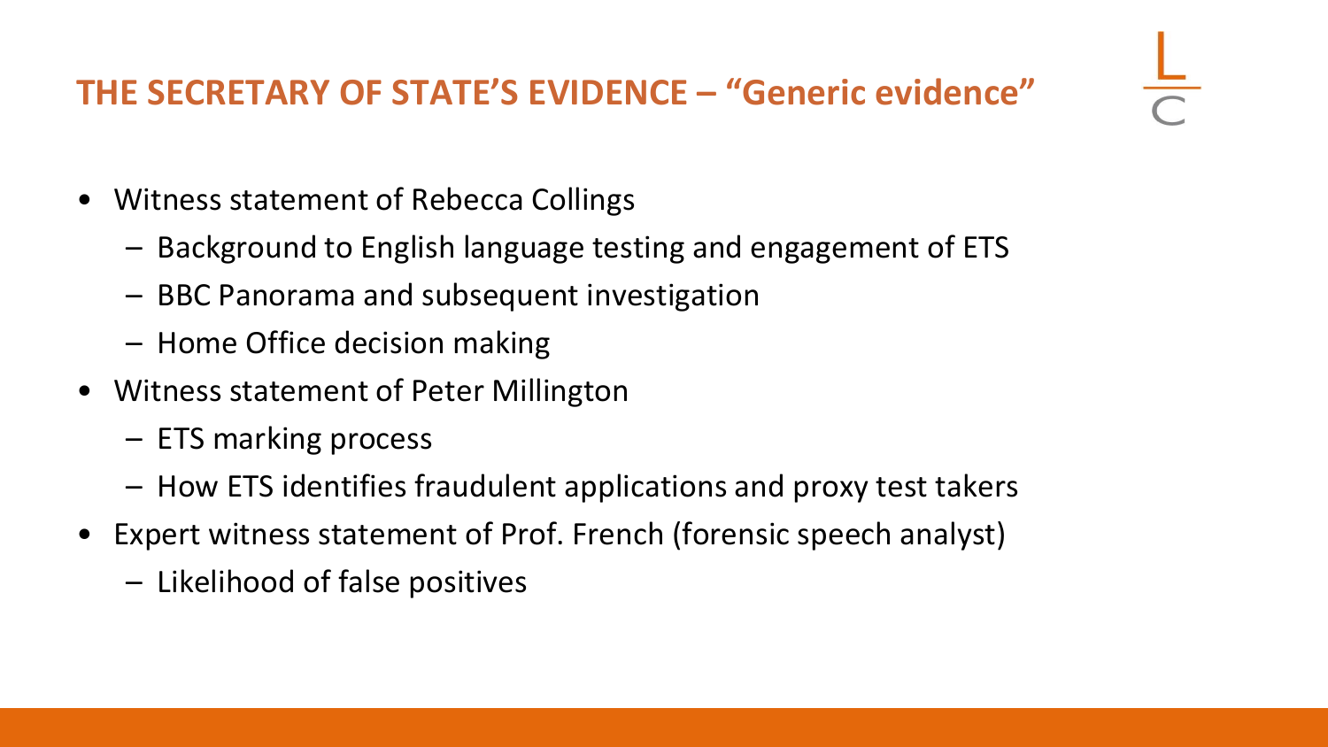## THE SECRETARY OF STATE'S EVIDENCE – "Generic evidence"

- Witness statement of Rebecca Collings
  - Background to English language testing and engagement of ETS
  - BBC Panorama and subsequent investigation
  - Home Office decision making
- Witness statement of Peter Millington
  - ETS marking process
  - How ETS identifies fraudulent applications and proxy test takers
- Expert witness statement of Prof. French (forensic speech analyst)
  - Likelihood of false positives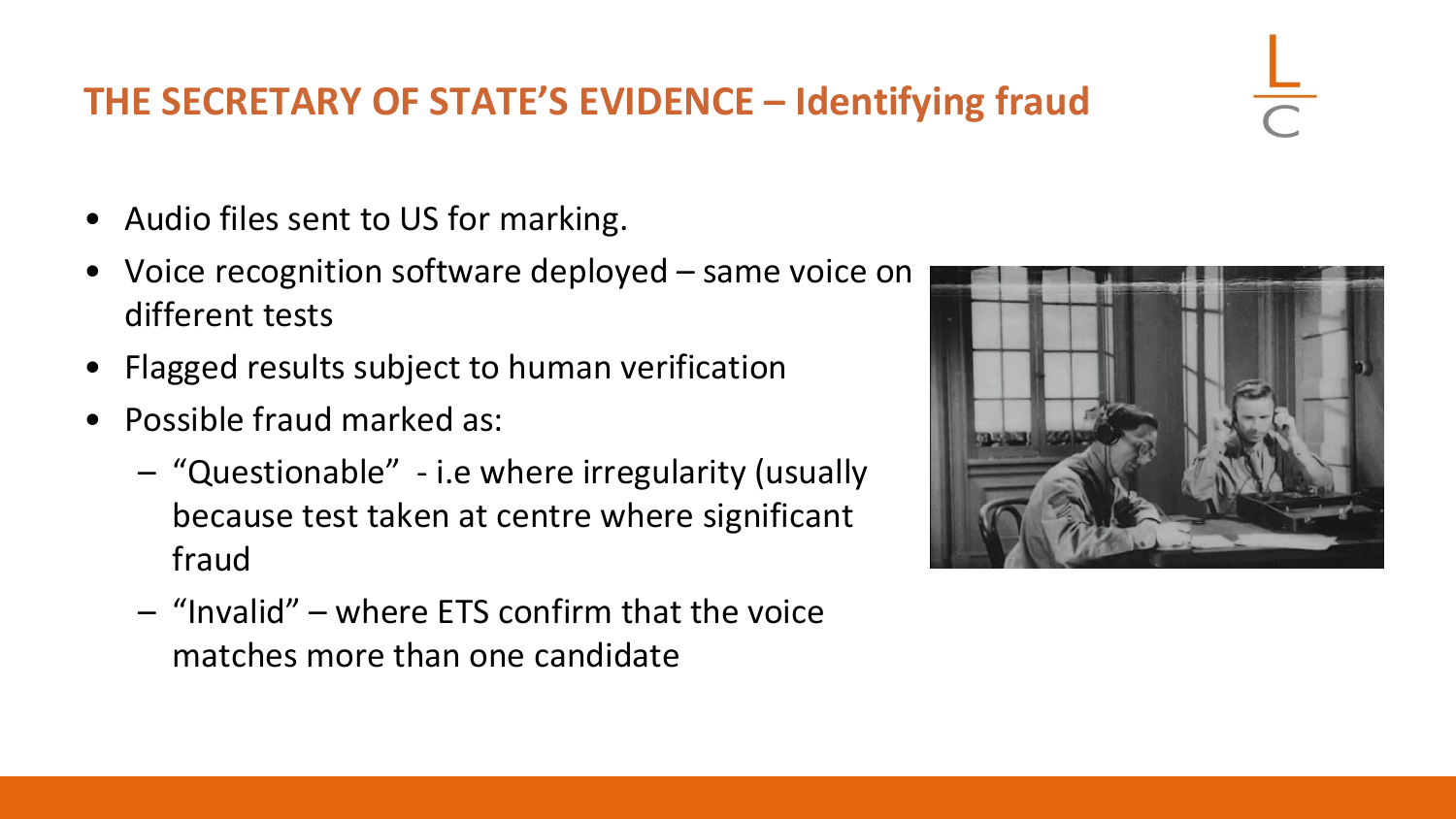## THE SECRETARY OF STATE'S EVIDENCE – Identifying fraud

- Audio files sent to US for marking.
- Voice recognition software deployed – same voice on different tests
- Flagged results subject to human verification
- Possible fraud marked as:
  - "Questionable" - i.e where irregularity (usually because test taken at centre where significant fraud
  - "Invalid" – where ETS confirm that the voice matches more than one candidate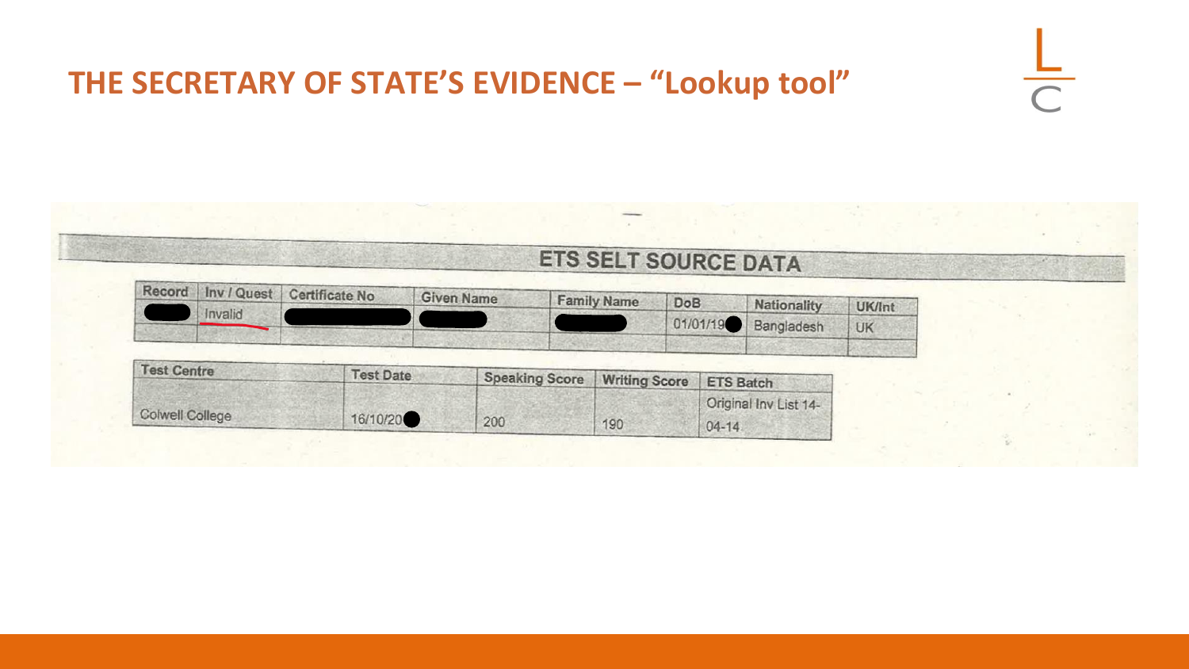## THE SECRETARY OF STATE'S EVIDENCE – "Lookup tool"

**ETS SELT SOURCE DATA**

| Record | Inv / Quest | Certificate No | Given Name | Family Name | DoB | Nationality | UK/Int |
|---|---|---|---|---|---|---|---|
| ● | Invalid | ● | ● | ● | 01/01/19● | Bangladesh | UK |

| Test Centre | Test Date | Speaking Score | Writing Score | ETS Batch |
|---|---|---|---|---|
| Colwell College | 16/10/20● | 200 | 190 | Original Inv List 14-04-14 |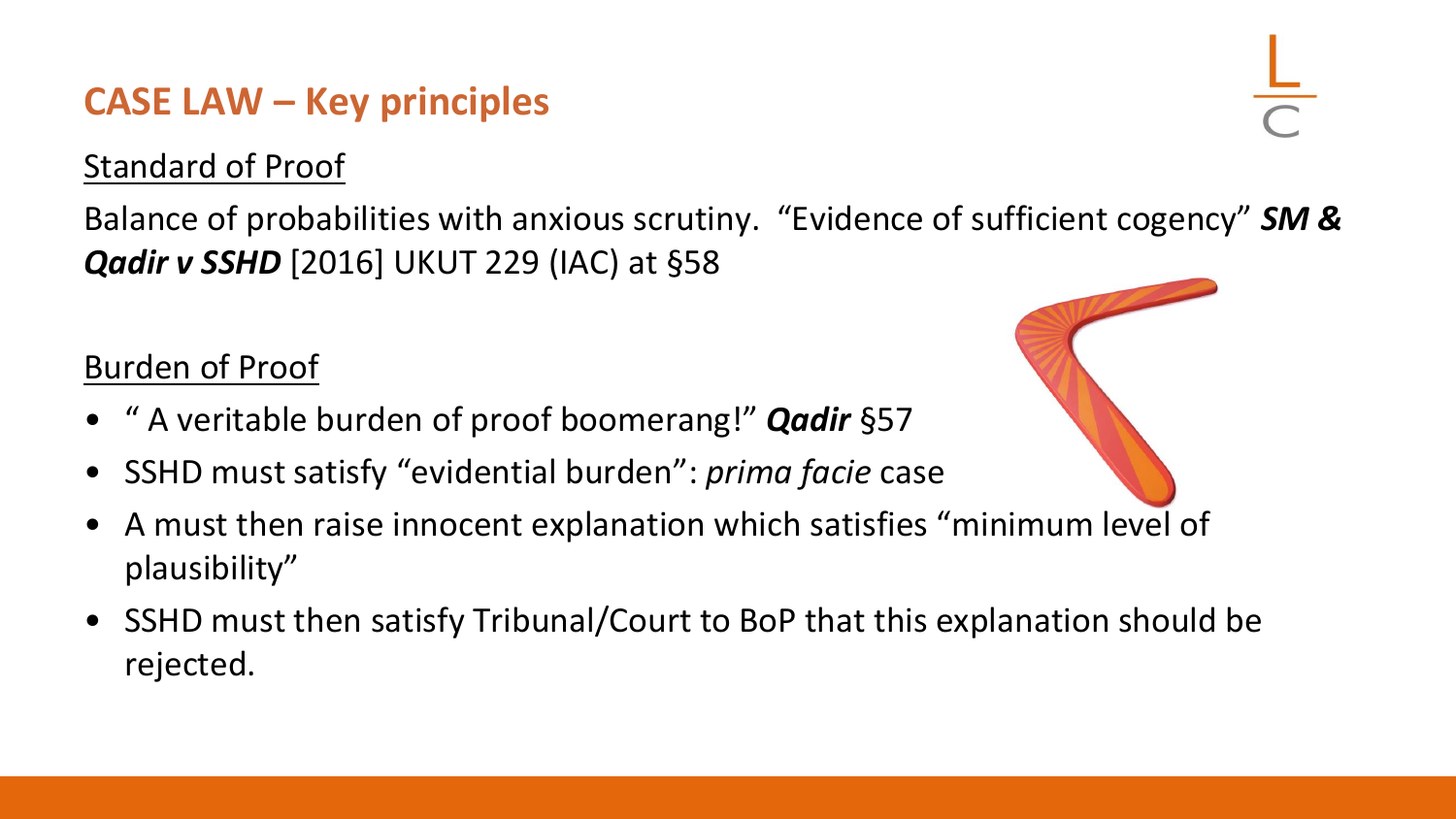## CASE LAW – Key principles

<u>Standard of Proof</u>

Balance of probabilities with anxious scrutiny. "Evidence of sufficient cogency" ***SM & Qadir v SSHD*** [2016] UKUT 229 (IAC) at §58

<u>Burden of Proof</u>

- " A veritable burden of proof boomerang!" ***Qadir*** §57
- SSHD must satisfy "evidential burden": *prima facie* case
- A must then raise innocent explanation which satisfies "minimum level of plausibility"
- SSHD must then satisfy Tribunal/Court to BoP that this explanation should be rejected.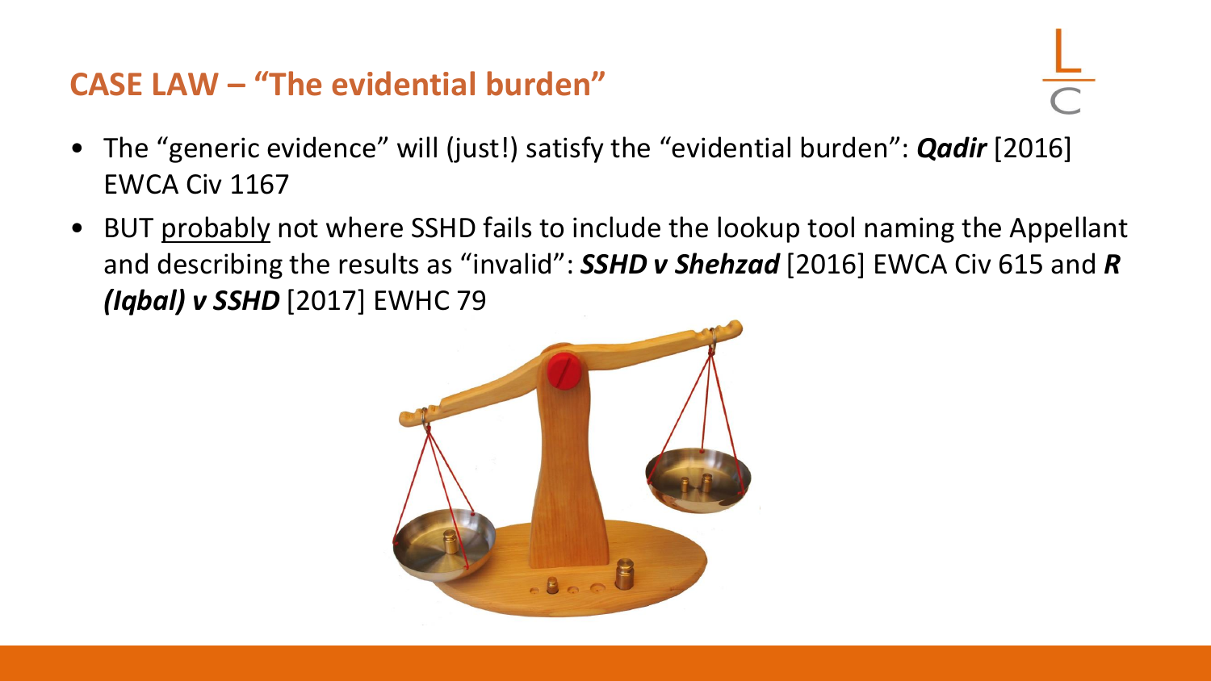## CASE LAW – "The evidential burden"

- The "generic evidence" will (just!) satisfy the "evidential burden": ***Qadir*** [2016] EWCA Civ 1167
- BUT <u>probably</u> not where SSHD fails to include the lookup tool naming the Appellant and describing the results as "invalid": ***SSHD v Shehzad*** [2016] EWCA Civ 615 and ***R (Iqbal) v SSHD*** [2017] EWHC 79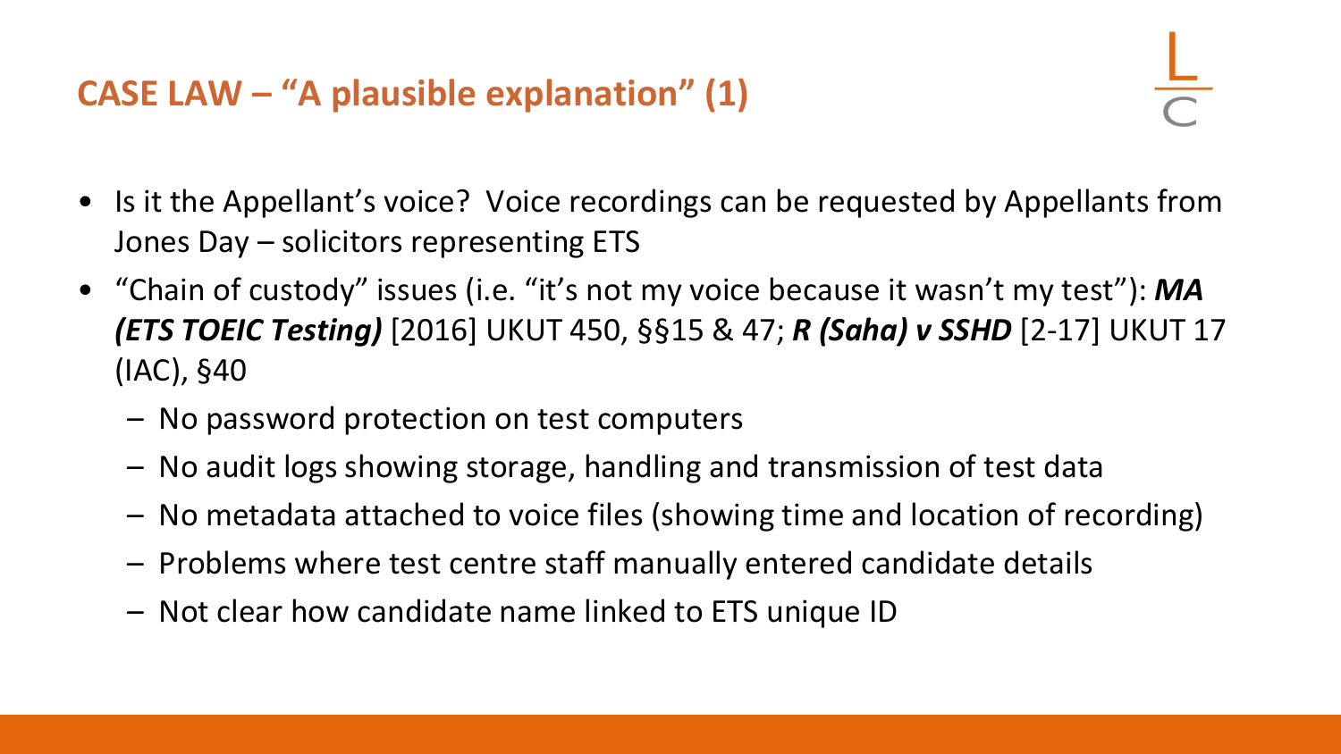## CASE LAW – "A plausible explanation" (1)

- Is it the Appellant's voice? Voice recordings can be requested by Appellants from Jones Day – solicitors representing ETS
- "Chain of custody" issues (i.e. "it's not my voice because it wasn't my test"): ***MA (ETS TOEIC Testing)*** [2016] UKUT 450, §§15 & 47; ***R (Saha) v SSHD*** [2-17] UKUT 17 (IAC), §40
  - No password protection on test computers
  - No audit logs showing storage, handling and transmission of test data
  - No metadata attached to voice files (showing time and location of recording)
  - Problems where test centre staff manually entered candidate details
  - Not clear how candidate name linked to ETS unique ID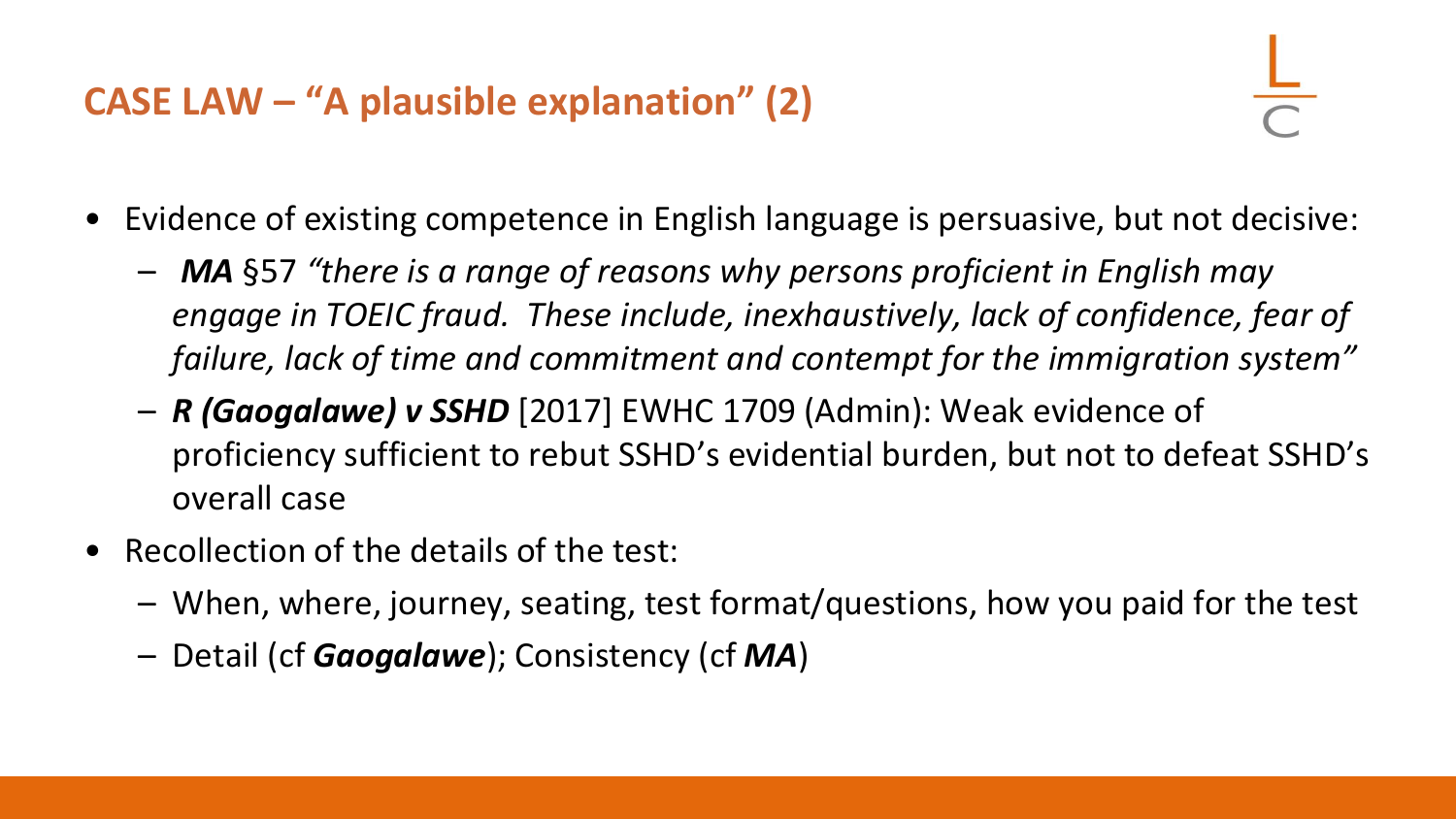## CASE LAW – "A plausible explanation" (2)

- Evidence of existing competence in English language is persuasive, but not decisive:
  - ***MA*** §57 *"there is a range of reasons why persons proficient in English may engage in TOEIC fraud. These include, inexhaustively, lack of confidence, fear of failure, lack of time and commitment and contempt for the immigration system"*
  - ***R (Gaogalawe) v SSHD*** [2017] EWHC 1709 (Admin): Weak evidence of proficiency sufficient to rebut SSHD's evidential burden, but not to defeat SSHD's overall case
- Recollection of the details of the test:
  - When, where, journey, seating, test format/questions, how you paid for the test
  - Detail (cf ***Gaogalawe***); Consistency (cf ***MA***)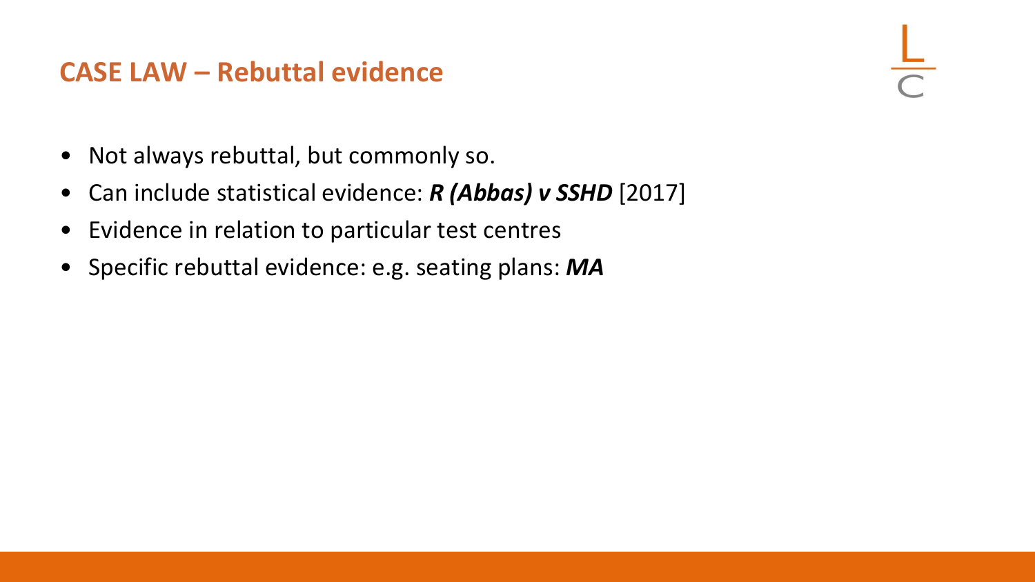## CASE LAW – Rebuttal evidence

- Not always rebuttal, but commonly so.
- Can include statistical evidence: ***R (Abbas) v SSHD*** [2017]
- Evidence in relation to particular test centres
- Specific rebuttal evidence: e.g. seating plans: ***MA***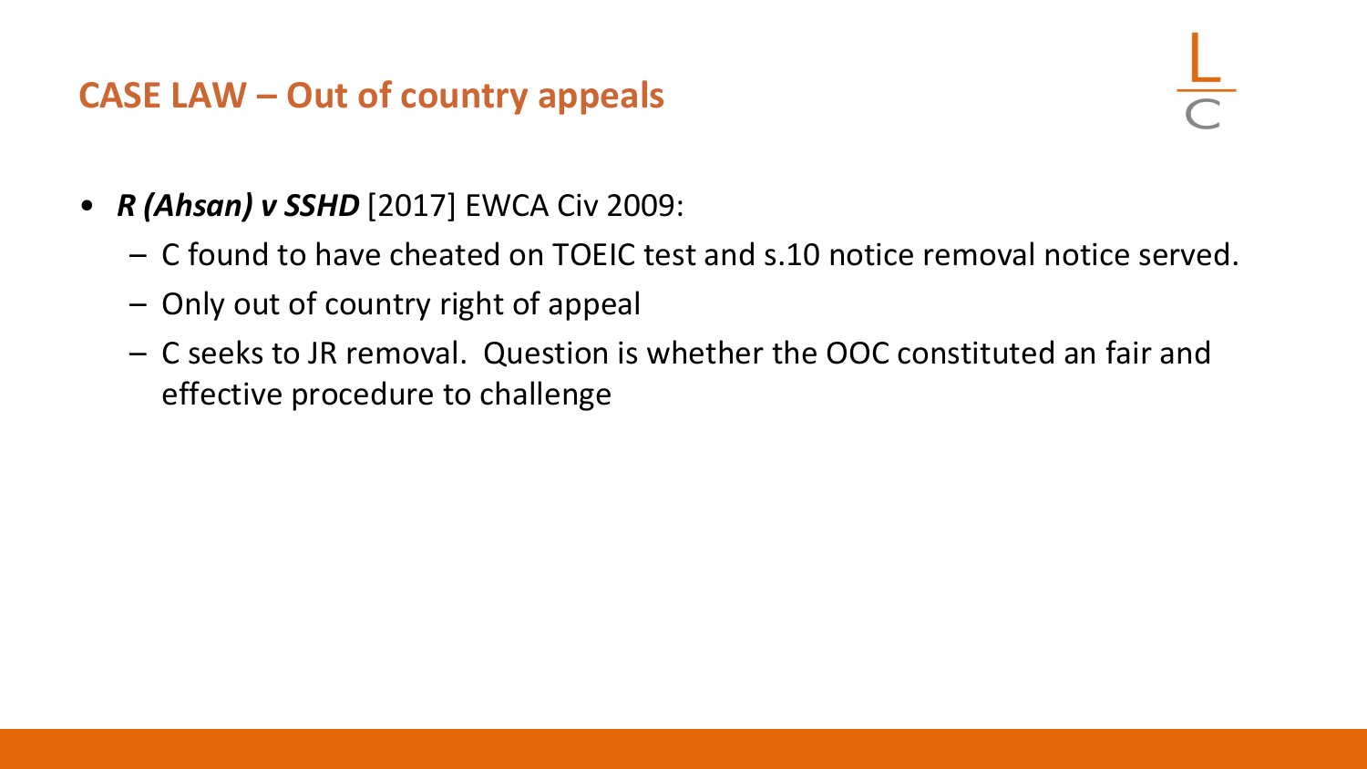## CASE LAW – Out of country appeals

- ***R (Ahsan) v SSHD*** [2017] EWCA Civ 2009:
  - C found to have cheated on TOEIC test and s.10 notice removal notice served.
  - Only out of country right of appeal
  - C seeks to JR removal. Question is whether the OOC constituted an fair and effective procedure to challenge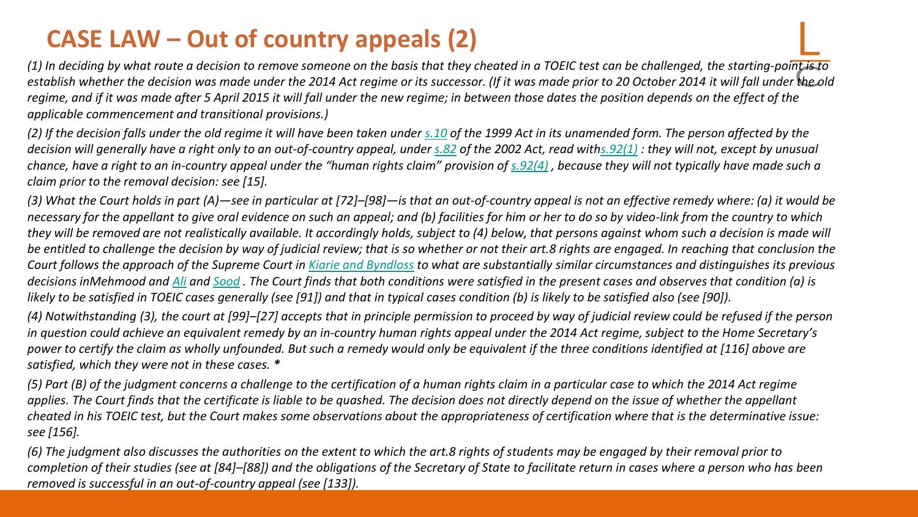# CASE LAW – Out of country appeals (2)

*(1) In deciding by what route a decision to remove someone on the basis that they cheated in a TOEIC test can be challenged, the starting-point is to establish whether the decision was made under the 2014 Act regime or its successor. (If it was made prior to 20 October 2014 it will fall under the old regime, and if it was made after 5 April 2015 it will fall under the new regime; in between those dates the position depends on the effect of the applicable commencement and transitional provisions.)*

*(2) If the decision falls under the old regime it will have been taken under s.10 of the 1999 Act in its unamended form. The person affected by the decision will generally have a right only to an out-of-country appeal, under s.82 of the 2002 Act, read withs.92(1) : they will not, except by unusual chance, have a right to an in-country appeal under the "human rights claim" provision of s.92(4) , because they will not typically have made such a claim prior to the removal decision: see [15].*

*(3) What the Court holds in part (A)—see in particular at [72]–[98]—is that an out-of-country appeal is not an effective remedy where: (a) it would be necessary for the appellant to give oral evidence on such an appeal; and (b) facilities for him or her to do so by video-link from the country to which they will be removed are not realistically available. It accordingly holds, subject to (4) below, that persons against whom such a decision is made will be entitled to challenge the decision by way of judicial review; that is so whether or not their art.8 rights are engaged. In reaching that conclusion the Court follows the approach of the Supreme Court in Kiarie and Byndloss to what are substantially similar circumstances and distinguishes its previous decisions inMehmood and Ali and Sood . The Court finds that both conditions were satisfied in the present cases and observes that condition (a) is likely to be satisfied in TOEIC cases generally (see [91]) and that in typical cases condition (b) is likely to be satisfied also (see [90]).*

*(4) Notwithstanding (3), the court at [99]–[27] accepts that in principle permission to proceed by way of judicial review could be refused if the person in question could achieve an equivalent remedy by an in-country human rights appeal under the 2014 Act regime, subject to the Home Secretary's power to certify the claim as wholly unfounded. But such a remedy would only be equivalent if the three conditions identified at [116] above are satisfied, which they were not in these cases. **

*(5) Part (B) of the judgment concerns a challenge to the certification of a human rights claim in a particular case to which the 2014 Act regime applies. The Court finds that the certificate is liable to be quashed. The decision does not directly depend on the issue of whether the appellant cheated in his TOEIC test, but the Court makes some observations about the appropriateness of certification where that is the determinative issue: see [156].*

*(6) The judgment also discusses the authorities on the extent to which the art.8 rights of students may be engaged by their removal prior to completion of their studies (see at [84]–[88]) and the obligations of the Secretary of State to facilitate return in cases where a person who has been removed is successful in an out-of-country appeal (see [133]).*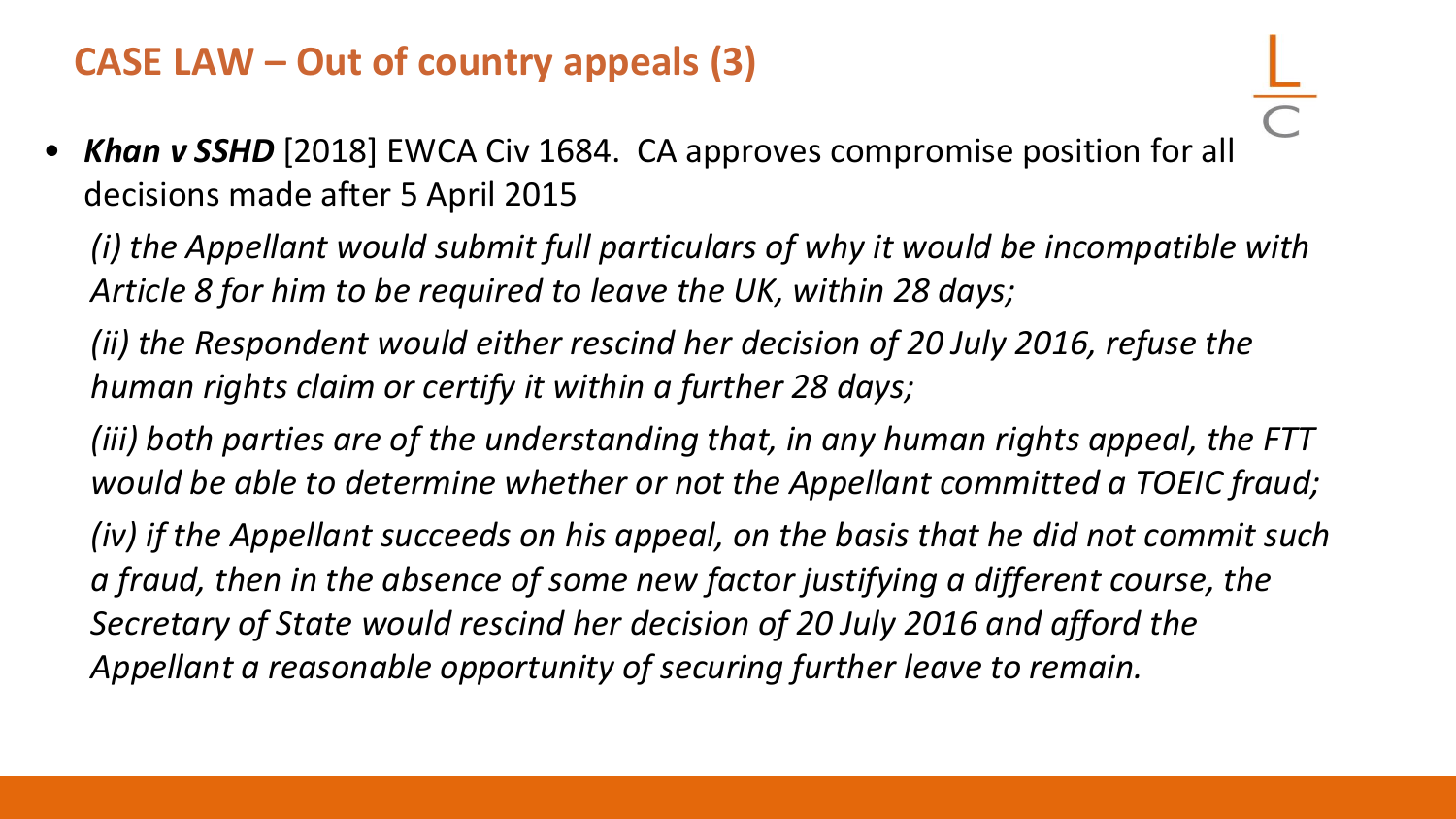## CASE LAW – Out of country appeals (3)

- ***Khan v SSHD*** [2018] EWCA Civ 1684. CA approves compromise position for all decisions made after 5 April 2015

  *(i) the Appellant would submit full particulars of why it would be incompatible with Article 8 for him to be required to leave the UK, within 28 days;*

  *(ii) the Respondent would either rescind her decision of 20 July 2016, refuse the human rights claim or certify it within a further 28 days;*

  *(iii) both parties are of the understanding that, in any human rights appeal, the FTT would be able to determine whether or not the Appellant committed a TOEIC fraud;*

  *(iv) if the Appellant succeeds on his appeal, on the basis that he did not commit such a fraud, then in the absence of some new factor justifying a different course, the Secretary of State would rescind her decision of 20 July 2016 and afford the Appellant a reasonable opportunity of securing further leave to remain.*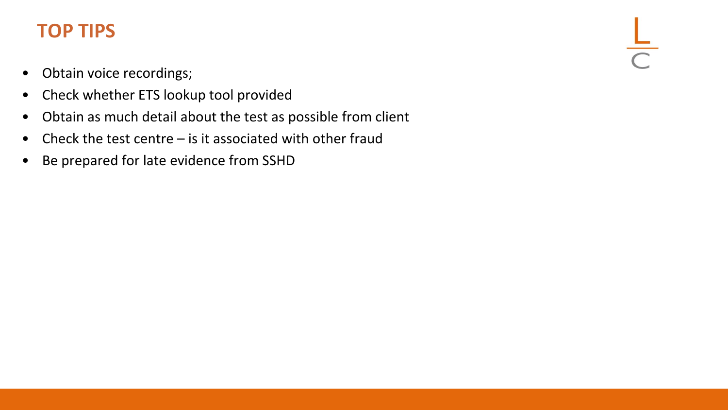# TOP TIPS

- Obtain voice recordings;
- Check whether ETS lookup tool provided
- Obtain as much detail about the test as possible from client
- Check the test centre – is it associated with other fraud
- Be prepared for late evidence from SSHD